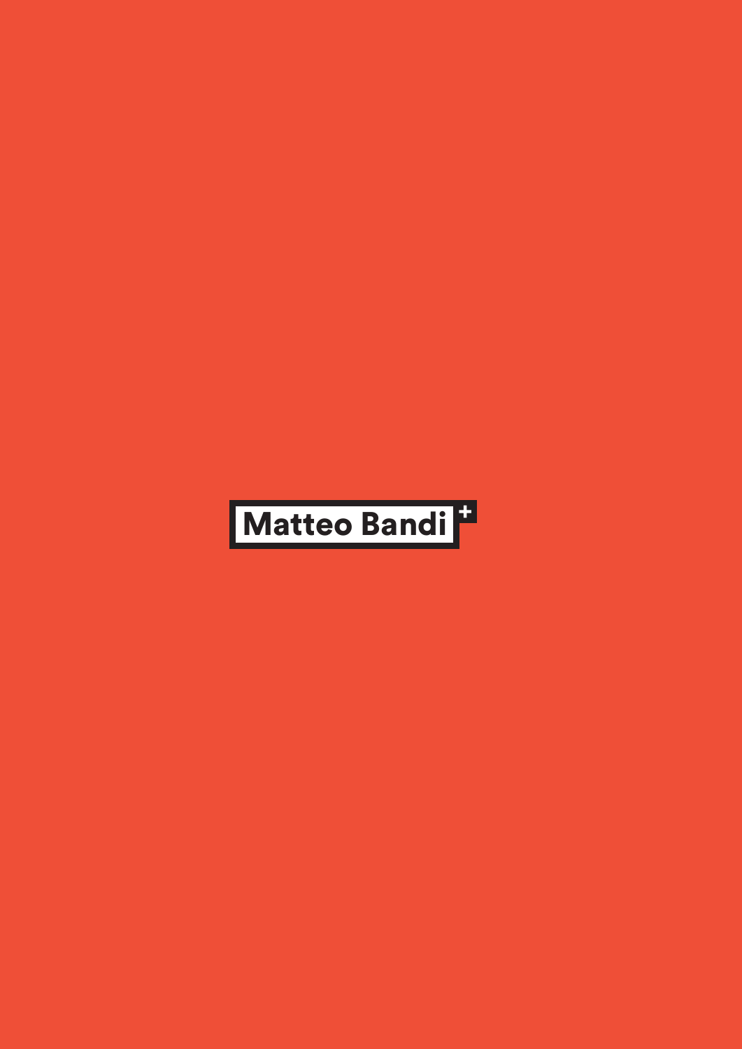Matteo Bandi +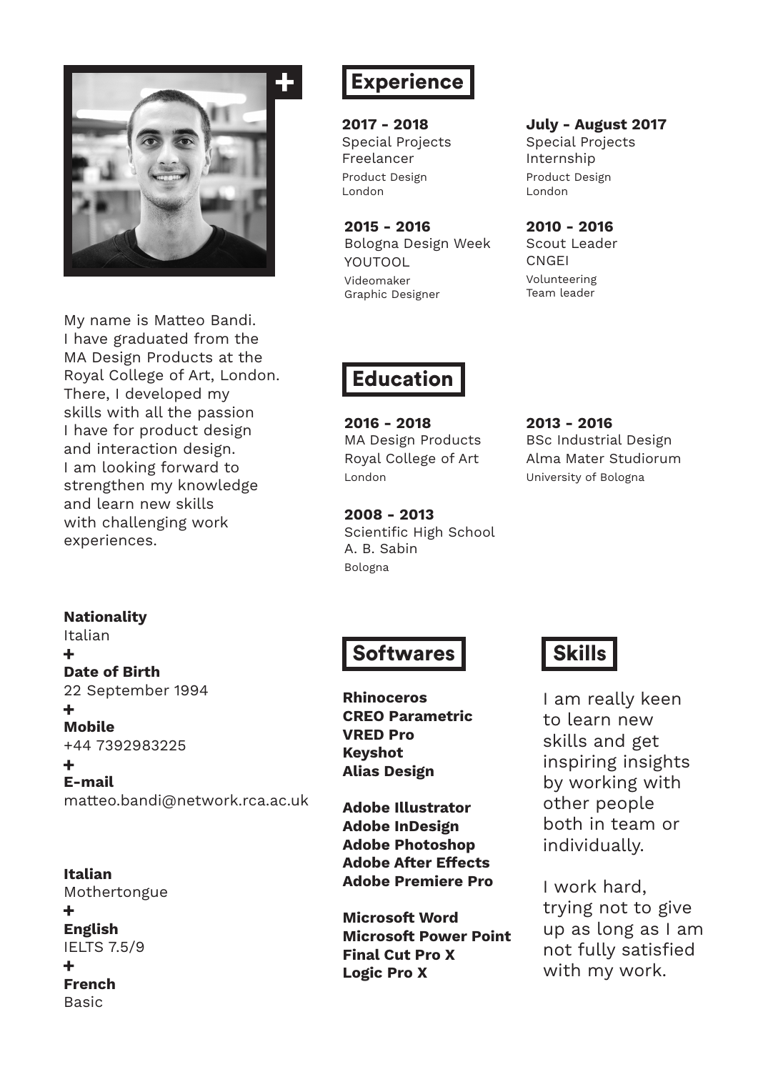My name is Matteo Bandi.
I have graduated from the MA Design Products at the Royal College of Art, London.
There, I developed my skills with all the passion I have for product design and interaction design.
I am looking forward to strengthen my knowledge and learn new skills with challenging work experiences.

**Nationality**
Italian
+
**Date of Birth**
22 September 1994
+
**Mobile**
+44 7392983225
+
**E-mail**
matteo.bandi@network.rca.ac.uk

**Italian**
Mothertongue
+
**English**
IELTS 7.5/9
+
**French**
Basic

## Experience

**2017 - 2018**
Special Projects
Freelancer
Product Design
London

**July - August 2017**
Special Projects
Internship
Product Design
London

**2015 - 2016**
Bologna Design Week
YOUTOOL
Videomaker
Graphic Designer

**2010 - 2016**
Scout Leader
CNGEI
Volunteering
Team leader

## Education

**2016 - 2018**
MA Design Products
Royal College of Art
London

**2013 - 2016**
BSc Industrial Design
Alma Mater Studiorum
University of Bologna

**2008 - 2013**
Scientific High School
A. B. Sabin
Bologna

## Softwares

**Rhinoceros**
**CREO Parametric**
**VRED Pro**
**Keyshot**
**Alias Design**

**Adobe Illustrator**
**Adobe InDesign**
**Adobe Photoshop**
**Adobe After Effects**
**Adobe Premiere Pro**

**Microsoft Word**
**Microsoft Power Point**
**Final Cut Pro X**
**Logic Pro X**

## Skills

I am really keen to learn new skills and get inspiring insights by working with other people both in team or individually.

I work hard, trying not to give up as long as I am not fully satisfied with my work.